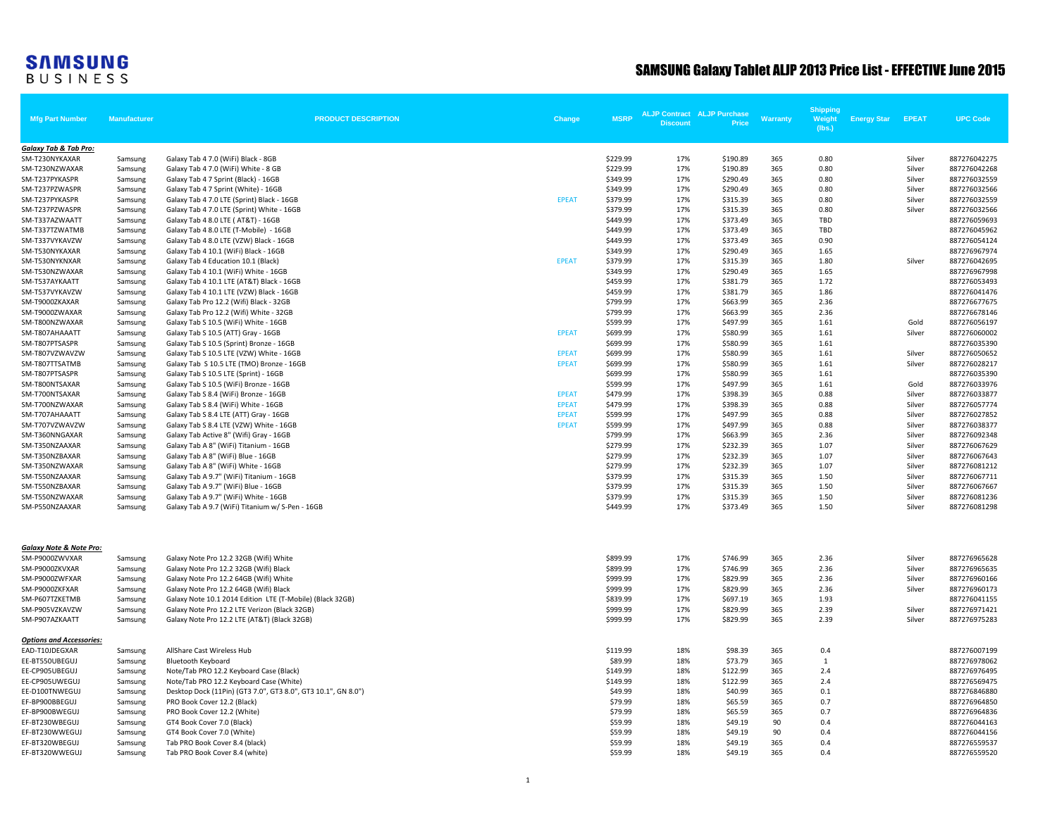# SAMSUNG Galaxy Tablet ALJP 2013 Price List - EFFECTIVE June 2015

SAMSUNG BUSINESS

| Mfg Part Number | Manufacturer | PRODUCT DESCRIPTION | Change | MSRP | ALJP Contract Discount | ALJP Purchase Price | Warranty | Shipping Weight (lbs.) | Energy Star | EPEAT | UPC Code |
|---|---|---|---|---|---|---|---|---|---|---|---|
| ***Galaxy Tab & Tab Pro:*** | | | | | | | | | | | |
| SM-T230NYKAXAR | Samsung | Galaxy Tab 4 7.0 (WiFi) Black - 8GB | | $229.99 | 17% | $190.89 | 365 | 0.80 | | Silver | 887276042275 |
| SM-T230NZWAXAR | Samsung | Galaxy Tab 4 7.0 (WiFi) White - 8 GB | | $229.99 | 17% | $190.89 | 365 | 0.80 | | Silver | 887276042268 |
| SM-T237PYKASPR | Samsung | Galaxy Tab 4 7 Sprint (Black) - 16GB | | $349.99 | 17% | $290.49 | 365 | 0.80 | | Silver | 887276032559 |
| SM-T237PZWASPR | Samsung | Galaxy Tab 4 7 Sprint (White) - 16GB | | $349.99 | 17% | $290.49 | 365 | 0.80 | | Silver | 887276032566 |
| SM-T237PYKASPR | Samsung | Galaxy Tab 4 7.0 LTE (Sprint) Black - 16GB | EPEAT | $379.99 | 17% | $315.39 | 365 | 0.80 | | Silver | 887276032559 |
| SM-T237PZWASPR | Samsung | Galaxy Tab 4 7.0 LTE (Sprint) White - 16GB | | $379.99 | 17% | $315.39 | 365 | 0.80 | | Silver | 887276032566 |
| SM-T337AZWAATT | Samsung | Galaxy Tab 4 8.0 LTE ( AT&T) - 16GB | | $449.99 | 17% | $373.49 | 365 | TBD | | | 887276059693 |
| SM-T337TZWATMB | Samsung | Galaxy Tab 4 8.0 LTE (T-Mobile) - 16GB | | $449.99 | 17% | $373.49 | 365 | TBD | | | 887276045962 |
| SM-T337VYKAVZW | Samsung | Galaxy Tab 4 8.0 LTE (VZW) Black - 16GB | | $449.99 | 17% | $373.49 | 365 | 0.90 | | | 887276054124 |
| SM-T530NYKAXAR | Samsung | Galaxy Tab 4 10.1 (WiFi) Black - 16GB | | $349.99 | 17% | $290.49 | 365 | 1.65 | | | 887276967974 |
| SM-T530NYKNXAR | Samsung | Galaxy Tab 4 Education 10.1 (Black) | EPEAT | $379.99 | 17% | $315.39 | 365 | 1.80 | | Silver | 887276042695 |
| SM-T530NZWAXAR | Samsung | Galaxy Tab 4 10.1 (WiFi) White - 16GB | | $349.99 | 17% | $290.49 | 365 | 1.65 | | | 887276967998 |
| SM-T537AYKAATT | Samsung | Galaxy Tab 4 10.1 LTE (AT&T) Black - 16GB | | $459.99 | 17% | $381.79 | 365 | 1.72 | | | 887276053493 |
| SM-T537VYKAVZW | Samsung | Galaxy Tab 4 10.1 LTE (VZW) Black - 16GB | | $459.99 | 17% | $381.79 | 365 | 1.86 | | | 887276041476 |
| SM-T9000ZKAXAR | Samsung | Galaxy Tab Pro 12.2 (Wifi) Black - 32GB | | $799.99 | 17% | $663.99 | 365 | 2.36 | | | 887276677675 |
| SM-T9000ZWAXAR | Samsung | Galaxy Tab Pro 12.2 (Wifi) White - 32GB | | $799.99 | 17% | $663.99 | 365 | 2.36 | | | 887276678146 |
| SM-T800NZWAXAR | Samsung | Galaxy Tab S 10.5 (WiFi) White - 16GB | | $599.99 | 17% | $497.99 | 365 | 1.61 | | Gold | 887276056197 |
| SM-T807AHAAATT | Samsung | Galaxy Tab S 10.5 (ATT) Gray - 16GB | EPEAT | $699.99 | 17% | $580.99 | 365 | 1.61 | | Silver | 887276060002 |
| SM-T807PTSASPR | Samsung | Galaxy Tab S 10.5 (Sprint) Bronze - 16GB | | $699.99 | 17% | $580.99 | 365 | 1.61 | | | 887276035390 |
| SM-T807VZWAVZW | Samsung | Galaxy Tab S 10.5 LTE (VZW) White - 16GB | EPEAT | $699.99 | 17% | $580.99 | 365 | 1.61 | | Silver | 887276050652 |
| SM-T807TTSATMB | Samsung | Galaxy Tab S 10.5 LTE (TMO) Bronze - 16GB | EPEAT | $699.99 | 17% | $580.99 | 365 | 1.61 | | Silver | 887276028217 |
| SM-T807PTSASPR | Samsung | Galaxy Tab S 10.5 LTE (Sprint) - 16GB | | $699.99 | 17% | $580.99 | 365 | 1.61 | | | 887276035390 |
| SM-T800NTSAXAR | Samsung | Galaxy Tab S 10.5 (WiFi) Bronze - 16GB | | $599.99 | 17% | $497.99 | 365 | 1.61 | | Gold | 887276033976 |
| SM-T700NTSAXAR | Samsung | Galaxy Tab S 8.4 (WiFi) Bronze - 16GB | EPEAT | $479.99 | 17% | $398.39 | 365 | 0.88 | | Silver | 887276033877 |
| SM-T700NZWAXAR | Samsung | Galaxy Tab S 8.4 (WiFi) White - 16GB | EPEAT | $479.99 | 17% | $398.39 | 365 | 0.88 | | Silver | 887276057774 |
| SM-T707AHAAATT | Samsung | Galaxy Tab S 8.4 LTE (ATT) Gray - 16GB | EPEAT | $599.99 | 17% | $497.99 | 365 | 0.88 | | Silver | 887276027852 |
| SM-T707VZWAVZW | Samsung | Galaxy Tab S 8.4 LTE (VZW) White - 16GB | EPEAT | $599.99 | 17% | $497.99 | 365 | 0.88 | | Silver | 887276038377 |
| SM-T360NNGAXAR | Samsung | Galaxy Tab Active 8" (Wifi) Gray - 16GB | | $799.99 | 17% | $663.99 | 365 | 2.36 | | Silver | 887276092348 |
| SM-T350NZAAXAR | Samsung | Galaxy Tab A 8" (WiFi) Titanium - 16GB | | $279.99 | 17% | $232.39 | 365 | 1.07 | | Silver | 887276067629 |
| SM-T350NZBAXAR | Samsung | Galaxy Tab A 8" (WiFi) Blue - 16GB | | $279.99 | 17% | $232.39 | 365 | 1.07 | | Silver | 887276067643 |
| SM-T350NZWAXAR | Samsung | Galaxy Tab A 8" (WiFi) White - 16GB | | $279.99 | 17% | $232.39 | 365 | 1.07 | | Silver | 887276081212 |
| SM-T550NZAAXAR | Samsung | Galaxy Tab A 9.7" (WiFi) Titanium - 16GB | | $379.99 | 17% | $315.39 | 365 | 1.50 | | Silver | 887276067711 |
| SM-T550NZBAXAR | Samsung | Galaxy Tab A 9.7" (WiFi) Blue - 16GB | | $379.99 | 17% | $315.39 | 365 | 1.50 | | Silver | 887276067667 |
| SM-T550NZWAXAR | Samsung | Galaxy Tab A 9.7" (WiFi) White - 16GB | | $379.99 | 17% | $315.39 | 365 | 1.50 | | Silver | 887276081236 |
| SM-P550NZAAXAR | Samsung | Galaxy Tab A 9.7 (WiFi) Titanium w/ S-Pen - 16GB | | $449.99 | 17% | $373.49 | 365 | 1.50 | | Silver | 887276081298 |
| ***Galaxy Note & Note Pro:*** | | | | | | | | | | | |
| SM-P9000ZWVXAR | Samsung | Galaxy Note Pro 12.2 32GB (Wifi) White | | $899.99 | 17% | $746.99 | 365 | 2.36 | | Silver | 887276965628 |
| SM-P9000ZKVXAR | Samsung | Galaxy Note Pro 12.2 32GB (Wifi) Black | | $899.99 | 17% | $746.99 | 365 | 2.36 | | Silver | 887276965635 |
| SM-P9000ZWFXAR | Samsung | Galaxy Note Pro 12.2 64GB (Wifi) White | | $999.99 | 17% | $829.99 | 365 | 2.36 | | Silver | 887276960166 |
| SM-P9000ZKFXAR | Samsung | Galaxy Note Pro 12.2 64GB (Wifi) Black | | $999.99 | 17% | $829.99 | 365 | 2.36 | | Silver | 887276960173 |
| SM-P607TZKETMB | Samsung | Galaxy Note 10.1 2014 Edition LTE (T-Mobile) (Black 32GB) | | $839.99 | 17% | $697.19 | 365 | 1.93 | | | 887276041155 |
| SM-P905VZKAVZW | Samsung | Galaxy Note Pro 12.2 LTE Verizon (Black 32GB) | | $999.99 | 17% | $829.99 | 365 | 2.39 | | Silver | 887276971421 |
| SM-P907AZKAATT | Samsung | Galaxy Note Pro 12.2 LTE (AT&T) (Black 32GB) | | $999.99 | 17% | $829.99 | 365 | 2.39 | | Silver | 887276975283 |
| ***Options and Accessories:*** | | | | | | | | | | | |
| EAD-T10JDEGXAR | Samsung | AllShare Cast Wireless Hub | | $119.99 | 18% | $98.39 | 365 | 0.4 | | | 887276007199 |
| EE-BT550UBEGUJ | Samsung | Bluetooth Keyboard | | $89.99 | 18% | $73.79 | 365 | 1 | | | 887276978062 |
| EE-CP905UBEGUJ | Samsung | Note/Tab PRO 12.2 Keyboard Case (Black) | | $149.99 | 18% | $122.99 | 365 | 2.4 | | | 887276976495 |
| EE-CP905UWEGUJ | Samsung | Note/Tab PRO 12.2 Keyboard Case (White) | | $149.99 | 18% | $122.99 | 365 | 2.4 | | | 887276569475 |
| EE-D100TNWEGUJ | Samsung | Desktop Dock (11Pin) (GT3 7.0", GT3 8.0", GT3 10.1", GN 8.0") | | $49.99 | 18% | $40.99 | 365 | 0.1 | | | 887276846880 |
| EF-BP900BBEGUJ | Samsung | PRO Book Cover 12.2 (Black) | | $79.99 | 18% | $65.59 | 365 | 0.7 | | | 887276964850 |
| EF-BP900BWEGUJ | Samsung | PRO Book Cover 12.2 (White) | | $79.99 | 18% | $65.59 | 365 | 0.7 | | | 887276964836 |
| EF-BT230WBEGUJ | Samsung | GT4 Book Cover 7.0 (Black) | | $59.99 | 18% | $49.19 | 90 | 0.4 | | | 887276044163 |
| EF-BT230WWEGUJ | Samsung | GT4 Book Cover 7.0 (White) | | $59.99 | 18% | $49.19 | 90 | 0.4 | | | 887276044156 |
| EF-BT320WBEGUJ | Samsung | Tab PRO Book Cover 8.4 (black) | | $59.99 | 18% | $49.19 | 365 | 0.4 | | | 887276559537 |
| EF-BT320WWEGUJ | Samsung | Tab PRO Book Cover 8.4 (white) | | $59.99 | 18% | $49.19 | 365 | 0.4 | | | 887276559520 |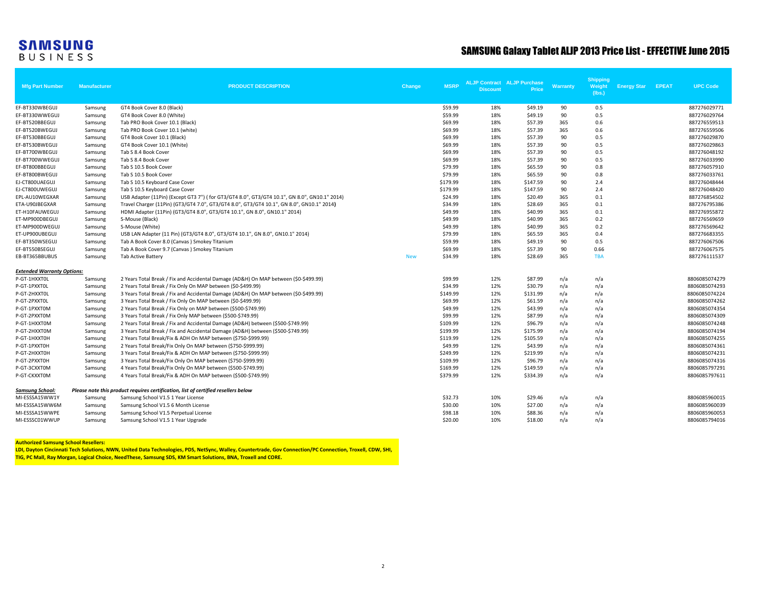SAMSUNG BUSINESS

# SAMSUNG Galaxy Tablet ALJP 2013 Price List - EFFECTIVE June 2015

| Mfg Part Number | Manufacturer | PRODUCT DESCRIPTION | Change | MSRP | ALJP Contract Discount | ALJP Purchase Price | Warranty | Shipping Weight (lbs.) | Energy Star | EPEAT | UPC Code |
|---|---|---|---|---|---|---|---|---|---|---|---|
| EF-BT330WBEGUJ | Samsung | GT4 Book Cover 8.0 (Black) | | $59.99 | 18% | $49.19 | 90 | 0.5 | | | 887276029771 |
| EF-BT330WWEGUJ | Samsung | GT4 Book Cover 8.0 (White) | | $59.99 | 18% | $49.19 | 90 | 0.5 | | | 887276029764 |
| EF-BT520BBEGUJ | Samsung | Tab PRO Book Cover 10.1 (Black) | | $69.99 | 18% | $57.39 | 365 | 0.6 | | | 887276559513 |
| EF-BT520BWEGUJ | Samsung | Tab PRO Book Cover 10.1 (white) | | $69.99 | 18% | $57.39 | 365 | 0.6 | | | 887276559506 |
| EF-BT530BBEGUJ | Samsung | GT4 Book Cover 10.1 (Black) | | $69.99 | 18% | $57.39 | 90 | 0.5 | | | 887276029870 |
| EF-BT530BWEGUJ | Samsung | GT4 Book Cover 10.1 (White) | | $69.99 | 18% | $57.39 | 90 | 0.5 | | | 887276029863 |
| EF-BT700WBEGUJ | Samsung | Tab S 8.4 Book Cover | | $69.99 | 18% | $57.39 | 90 | 0.5 | | | 887276048192 |
| EF-BT700WWEGUJ | Samsung | Tab S 8.4 Book Cover | | $69.99 | 18% | $57.39 | 90 | 0.5 | | | 887276033990 |
| EF-BT800BBEGUJ | Samsung | Tab S 10.5 Book Cover | | $79.99 | 18% | $65.59 | 90 | 0.8 | | | 887276057910 |
| EF-BT800BWEGUJ | Samsung | Tab S 10.5 Book Cover | | $79.99 | 18% | $65.59 | 90 | 0.8 | | | 887276033761 |
| EJ-CT800UAEGUJ | Samsung | Tab S 10.5 Keyboard Case Cover | | $179.99 | 18% | $147.59 | 90 | 2.4 | | | 887276048444 |
| EJ-CT800UWEGUJ | Samsung | Tab S 10.5 Keyboard Case Cover | | $179.99 | 18% | $147.59 | 90 | 2.4 | | | 887276048420 |
| EPL-AU10WEGXAR | Samsung | USB Adapter (11Pin) (Except GT3 7") ( for GT3/GT4 8.0", GT3/GT4 10.1", GN 8.0", GN10.1" 2014) | | $24.99 | 18% | $20.49 | 365 | 0.1 | | | 887276854502 |
| ETA-U90JBEGXAR | Samsung | Travel Charger (11Pin) (GT3/GT4 7.0", GT3/GT4 8.0", GT3/GT4 10.1", GN 8.0", GN10.1" 2014) | | $34.99 | 18% | $28.69 | 365 | 0.1 | | | 887276795386 |
| ET-H10FAUWEGUJ | Samsung | HDMI Adapter (11Pin) (GT3/GT4 8.0", GT3/GT4 10.1", GN 8.0", GN10.1" 2014) | | $49.99 | 18% | $40.99 | 365 | 0.1 | | | 887276955872 |
| ET-MP900DBEGUJ | Samsung | S-Mouse (Black) | | $49.99 | 18% | $40.99 | 365 | 0.2 | | | 887276569659 |
| ET-MP900DWEGUJ | Samsung | S-Mouse (White) | | $49.99 | 18% | $40.99 | 365 | 0.2 | | | 887276569642 |
| ET-UP900UBEGUJ | Samsung | USB LAN Adapter (11 Pin) (GT3/GT4 8.0", GT3/GT4 10.1", GN 8.0", GN10.1" 2014) | | $79.99 | 18% | $65.59 | 365 | 0.4 | | | 887276683355 |
| EF-BT350WSEGUJ | Samsung | Tab A Book Cover 8.0 (Canvas ) Smokey Titanium | | $59.99 | 18% | $49.19 | 90 | 0.5 | | | 887276067506 |
| EF-BT550BSEGUJ | Samsung | Tab A Book Cover 9.7 (Canvas ) Smokey Titanium | | $69.99 | 18% | $57.39 | 90 | 0.66 | | | 887276067575 |
| EB-BT365BBUBUS | Samsung | Tab Active Battery | New | $34.99 | 18% | $28.69 | 365 | TBA | | | 887276111537 |
| ***Extended Warranty Options:*** | | | | | | | | | | | |
| P-GT-1HXXT0L | Samsung | 2 Years Total Break / Fix and Accidental Damage (AD&H) On MAP between ($0-$499.99) | | $99.99 | 12% | $87.99 | n/a | n/a | | | 8806085074279 |
| P-GT-1PXXT0L | Samsung | 2 Years Total Break / Fix Only On MAP between ($0-$499.99) | | $34.99 | 12% | $30.79 | n/a | n/a | | | 8806085074293 |
| P-GT-2HXXT0L | Samsung | 3 Years Total Break / Fix and Accidental Damage (AD&H) On MAP between ($0-$499.99) | | $149.99 | 12% | $131.99 | n/a | n/a | | | 8806085074224 |
| P-GT-2PXXT0L | Samsung | 3 Years Total Break / Fix Only On MAP between ($0-$499.99) | | $69.99 | 12% | $61.59 | n/a | n/a | | | 8806085074262 |
| P-GT-1PXXT0M | Samsung | 2 Years Total Break / Fix Only on MAP between ($500-$749.99) | | $49.99 | 12% | $43.99 | n/a | n/a | | | 8806085074354 |
| P-GT-2PXXT0M | Samsung | 3 Years Total Break / Fix Only MAP between ($500-$749.99) | | $99.99 | 12% | $87.99 | n/a | n/a | | | 8806085074309 |
| P-GT-1HXXT0M | Samsung | 2 Years Total Break / Fix and Accidental Damage (AD&H) between ($500-$749.99) | | $109.99 | 12% | $96.79 | n/a | n/a | | | 8806085074248 |
| P-GT-2HXXT0M | Samsung | 3 Years Total Break / Fix and Accidental Damage (AD&H) between ($500-$749.99) | | $199.99 | 12% | $175.99 | n/a | n/a | | | 8806085074194 |
| P-GT-1HXXT0H | Samsung | 2 Years Total Break/Fix & ADH On MAP between ($750-$999.99) | | $119.99 | 12% | $105.59 | n/a | n/a | | | 8806085074255 |
| P-GT-1PXXT0H | Samsung | 2 Years Total Break/Fix Only On MAP between ($750-$999.99) | | $49.99 | 12% | $43.99 | n/a | n/a | | | 8806085074361 |
| P-GT-2HXXT0H | Samsung | 3 Years Total Break/Fix & ADH On MAP between ($750-$999.99) | | $249.99 | 12% | $219.99 | n/a | n/a | | | 8806085074231 |
| P-GT-2PXXT0H | Samsung | 3 Years Total Break/Fix Only On MAP between ($750-$999.99) | | $109.99 | 12% | $96.79 | n/a | n/a | | | 8806085074316 |
| P-GT-3CXXT0M | Samsung | 4 Years Total Break/Fix Only On MAP between ($500-$749.99) | | $169.99 | 12% | $149.59 | n/a | n/a | | | 8806085797291 |
| P-GT-CKXXT0M | Samsung | 4 Years Total Break/Fix & ADH On MAP between ($500-$749.99) | | $379.99 | 12% | $334.39 | n/a | n/a | | | 8806085797611 |
| ***Samsung School:*** | | *Please note this product requires certification, list of certified resellers below* | | | | | | | | | |
| MI-ESSSA15WW1Y | Samsung | Samsung School V1.5 1 Year License | | $32.73 | 10% | $29.46 | n/a | n/a | | | 8806085960015 |
| MI-ESSSA15WW6M | Samsung | Samsung School V1.5 6 Month License | | $30.00 | 10% | $27.00 | n/a | n/a | | | 8806085960039 |
| MI-ESSSA15WWPE | Samsung | Samsung School V1.5 Perpetual License | | $98.18 | 10% | $88.36 | n/a | n/a | | | 8806085960053 |
| MI-ESSSC01WWUP | Samsung | Samsung School V1.5 1 Year Upgrade | | $20.00 | 10% | $18.00 | n/a | n/a | | | 8806085794016 |

**Authorized Samsung School Resellers:**
**LDI, Dayton Cincinnati Tech Solutions, NWN, United Data Technologies, PDS, NetSync, Walley, Countertrade, Gov Connection/PC Connection, Troxell, CDW, SHI, TIG, PC Mall, Ray Morgan, Logical Choice, NeedThese, Samsung SDS, KM Smart Solutions, BNA, Troxell and CORE.**